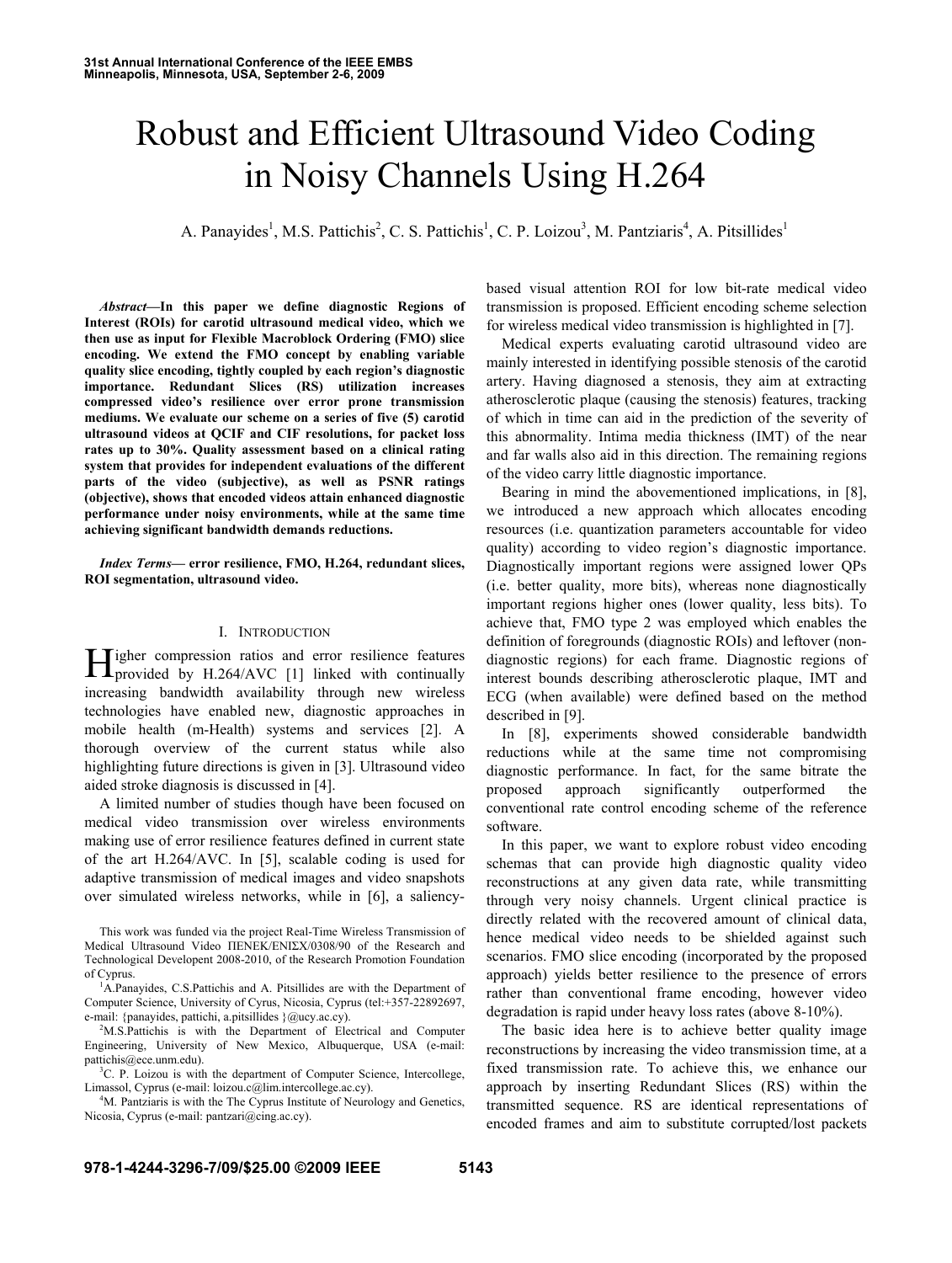# Robust and Efficient Ultrasound Video Coding in Noisy Channels Using H.264

A. Panayides[1], M.S. Pattichis[2], C. S. Pattichis[1], C. P. Loizou[3], M. Pantziaris[4], A. Pitsillides[1]

***Abstract*—In this paper we define diagnostic Regions of Interest (ROIs) for carotid ultrasound medical video, which we then use as input for Flexible Macroblock Ordering (FMO) slice encoding. We extend the FMO concept by enabling variable quality slice encoding, tightly coupled by each region's diagnostic importance. Redundant Slices (RS) utilization increases compressed video's resilience over error prone transmission mediums. We evaluate our scheme on a series of five (5) carotid ultrasound videos at QCIF and CIF resolutions, for packet loss rates up to 30%. Quality assessment based on a clinical rating system that provides for independent evaluations of the different parts of the video (subjective), as well as PSNR ratings (objective), shows that encoded videos attain enhanced diagnostic performance under noisy environments, while at the same time achieving significant bandwidth demands reductions.**

***Index Terms*— error resilience, FMO, H.264, redundant slices, ROI segmentation, ultrasound video.**

## I. Introduction

Higher compression ratios and error resilience features provided by H.264/AVC [1] linked with continually increasing bandwidth availability through new wireless technologies have enabled new, diagnostic approaches in mobile health (m-Health) systems and services [2]. A thorough overview of the current status while also highlighting future directions is given in [3]. Ultrasound video aided stroke diagnosis is discussed in [4].

A limited number of studies though have been focused on medical video transmission over wireless environments making use of error resilience features defined in current state of the art H.264/AVC. In [5], scalable coding is used for adaptive transmission of medical images and video snapshots over simulated wireless networks, while in [6], a saliency-based visual attention ROI for low bit-rate medical video transmission is proposed. Efficient encoding scheme selection for wireless medical video transmission is highlighted in [7].

Medical experts evaluating carotid ultrasound video are mainly interested in identifying possible stenosis of the carotid artery. Having diagnosed a stenosis, they aim at extracting atherosclerotic plaque (causing the stenosis) features, tracking of which in time can aid in the prediction of the severity of this abnormality. Intima media thickness (IMT) of the near and far walls also aid in this direction. The remaining regions of the video carry little diagnostic importance.

Bearing in mind the abovementioned implications, in [8], we introduced a new approach which allocates encoding resources (i.e. quantization parameters accountable for video quality) according to video region's diagnostic importance. Diagnostically important regions were assigned lower QPs (i.e. better quality, more bits), whereas none diagnostically important regions higher ones (lower quality, less bits). To achieve that, FMO type 2 was employed which enables the definition of foregrounds (diagnostic ROIs) and leftover (non-diagnostic regions) for each frame. Diagnostic regions of interest bounds describing atherosclerotic plaque, IMT and ECG (when available) were defined based on the method described in [9].

In [8], experiments showed considerable bandwidth reductions while at the same time not compromising diagnostic performance. In fact, for the same bitrate the proposed approach significantly outperformed the conventional rate control encoding scheme of the reference software.

In this paper, we want to explore robust video encoding schemas that can provide high diagnostic quality video reconstructions at any given data rate, while transmitting through very noisy channels. Urgent clinical practice is directly related with the recovered amount of clinical data, hence medical video needs to be shielded against such scenarios. FMO slice encoding (incorporated by the proposed approach) yields better resilience to the presence of errors rather than conventional frame encoding, however video degradation is rapid under heavy loss rates (above 8-10%).

The basic idea here is to achieve better quality image reconstructions by increasing the video transmission time, at a fixed transmission rate. To achieve this, we enhance our approach by inserting Redundant Slices (RS) within the transmitted sequence. RS are identical representations of encoded frames and aim to substitute corrupted/lost packets

---

This work was funded via the project Real-Time Wireless Transmission of Medical Ultrasound Video ΠΕΝΕΚ/ΕΝΙΣΧ/0308/90 of the Research and Technological Developent 2008-2010, of the Research Promotion Foundation of Cyprus.

[1]A.Panayides, C.S.Pattichis and A. Pitsillides are with the Department of Computer Science, University of Cyrus, Nicosia, Cyprus (tel:+357-22892697, e-mail: {panayides, pattichi, a.pitsillides }@ucy.ac.cy).

[2]M.S.Pattichis is with the Department of Electrical and Computer Engineering, University of New Mexico, Albuquerque, USA (e-mail: pattichis@ece.unm.edu).

[3]C. P. Loizou is with the department of Computer Science, Intercollege, Limassol, Cyprus (e-mail: loizou.c@lim.intercollege.ac.cy).

[4]M. Pantziaris is with the The Cyprus Institute of Neurology and Genetics, Nicosia, Cyprus (e-mail: pantzari@cing.ac.cy).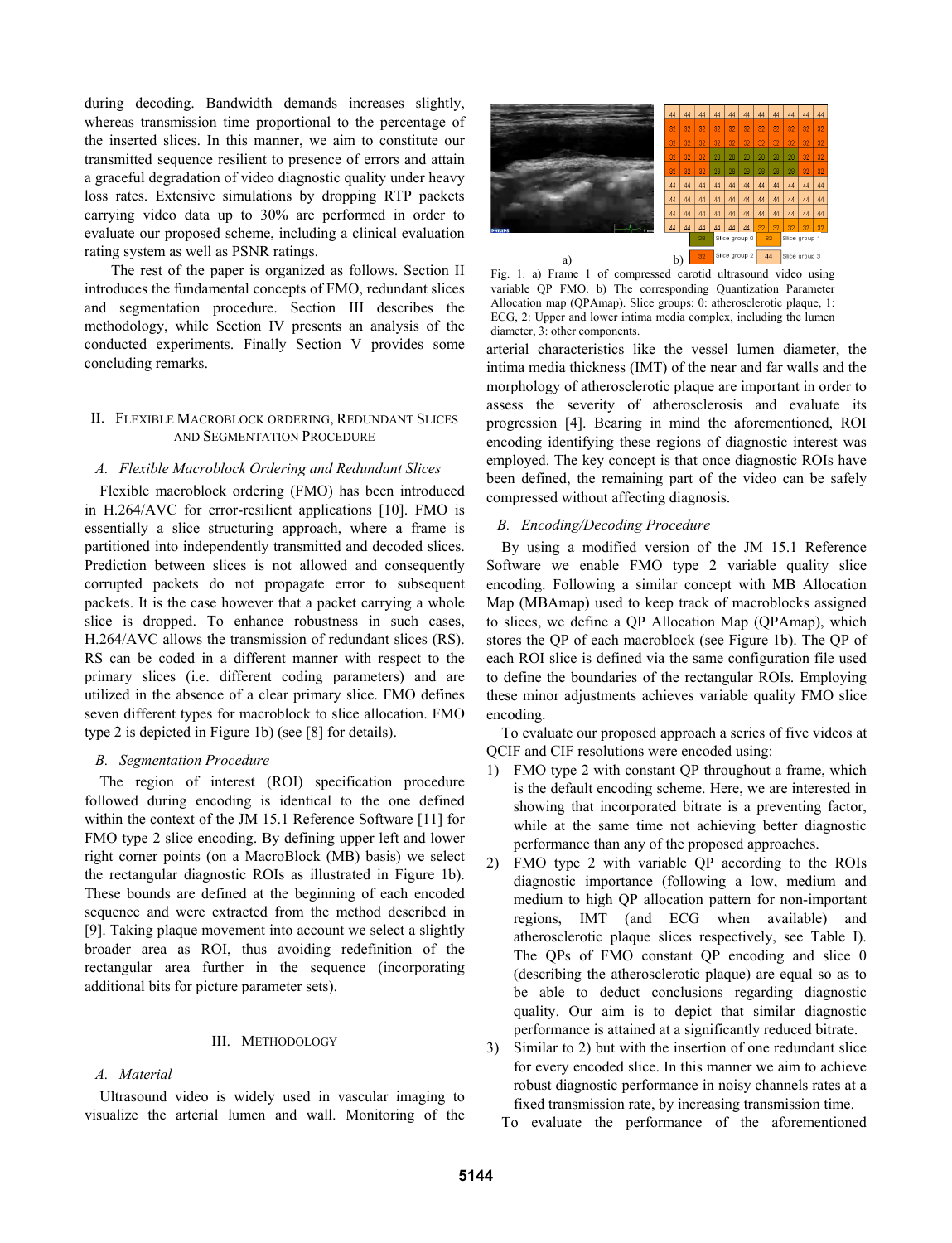during decoding. Bandwidth demands increases slightly, whereas transmission time proportional to the percentage of the inserted slices. In this manner, we aim to constitute our transmitted sequence resilient to presence of errors and attain a graceful degradation of video diagnostic quality under heavy loss rates. Extensive simulations by dropping RTP packets carrying video data up to 30% are performed in order to evaluate our proposed scheme, including a clinical evaluation rating system as well as PSNR ratings.

The rest of the paper is organized as follows. Section II introduces the fundamental concepts of FMO, redundant slices and segmentation procedure. Section III describes the methodology, while Section IV presents an analysis of the conducted experiments. Finally Section V provides some concluding remarks.

## II. Flexible Macroblock Ordering, Redundant Slices and Segmentation Procedure

### A. Flexible Macroblock Ordering and Redundant Slices

Flexible macroblock ordering (FMO) has been introduced in H.264/AVC for error-resilient applications [10]. FMO is essentially a slice structuring approach, where a frame is partitioned into independently transmitted and decoded slices. Prediction between slices is not allowed and consequently corrupted packets do not propagate error to subsequent packets. It is the case however that a packet carrying a whole slice is dropped. To enhance robustness in such cases, H.264/AVC allows the transmission of redundant slices (RS). RS can be coded in a different manner with respect to the primary slices (i.e. different coding parameters) and are utilized in the absence of a clear primary slice. FMO defines seven different types for macroblock to slice allocation. FMO type 2 is depicted in Figure 1b) (see [8] for details).

### B. Segmentation Procedure

The region of interest (ROI) specification procedure followed during encoding is identical to the one defined within the context of the JM 15.1 Reference Software [11] for FMO type 2 slice encoding. By defining upper left and lower right corner points (on a MacroBlock (MB) basis) we select the rectangular diagnostic ROIs as illustrated in Figure 1b). These bounds are defined at the beginning of each encoded sequence and were extracted from the method described in [9]. Taking plaque movement into account we select a slightly broader area as ROI, thus avoiding redefinition of the rectangular area further in the sequence (incorporating additional bits for picture parameter sets).

## III. Methodology

### A. Material

Ultrasound video is widely used in vascular imaging to visualize the arterial lumen and wall. Monitoring of the arterial characteristics like the vessel lumen diameter, the intima media thickness (IMT) of the near and far walls and the morphology of atherosclerotic plaque are important in order to assess the severity of atherosclerosis and evaluate its progression [4]. Bearing in mind the aforementioned, ROI encoding identifying these regions of diagnostic interest was employed. The key concept is that once diagnostic ROIs have been defined, the remaining part of the video can be safely compressed without affecting diagnosis.

| 44 | 44 | 44 | 44 | 44 | 44 | 44 | 44 | 44 | 44 | 44 |
|---|---|---|---|---|---|---|---|---|---|---|
| 32 | 32 | 32 | 32 | 32 | 32 | 32 | 32 | 32 | 32 | 32 |
| 32 | 32 | 32 | 32 | 32 | 32 | 32 | 32 | 32 | 32 | 32 |
| 32 | 32 | 32 | 28 | 28 | 28 | 28 | 28 | 28 | 32 | 32 |
| 32 | 32 | 32 | 28 | 28 | 28 | 28 | 28 | 28 | 32 | 32 |
| 44 | 44 | 44 | 44 | 44 | 44 | 44 | 44 | 44 | 44 | 44 |
| 44 | 44 | 44 | 44 | 44 | 44 | 44 | 44 | 44 | 44 | 44 |
| 44 | 44 | 44 | 44 | 44 | 44 | 44 | 44 | 44 | 44 | 44 |
| 44 | 44 | 44 | 44 | 44 | 44 | 32 | 32 | 32 | 32 | 32 |

28: Slice group 0; 32: Slice group 1; 32: Slice group 2; 44: Slice group 3

a) b)

Fig. 1. a) Frame 1 of compressed carotid ultrasound video using variable QP FMO. b) The corresponding Quantization Parameter Allocation map (QPAmap). Slice groups: 0: atherosclerotic plaque, 1: ECG, 2: Upper and lower intima media complex, including the lumen diameter, 3: other components.

### B. Encoding/Decoding Procedure

By using a modified version of the JM 15.1 Reference Software we enable FMO type 2 variable quality slice encoding. Following a similar concept with MB Allocation Map (MBAmap) used to keep track of macroblocks assigned to slices, we define a QP Allocation Map (QPAmap), which stores the QP of each macroblock (see Figure 1b). The QP of each ROI slice is defined via the same configuration file used to define the boundaries of the rectangular ROIs. Employing these minor adjustments achieves variable quality FMO slice encoding.

To evaluate our proposed approach a series of five videos at QCIF and CIF resolutions were encoded using:

1) FMO type 2 with constant QP throughout a frame, which is the default encoding scheme. Here, we are interested in showing that incorporated bitrate is a preventing factor, while at the same time not achieving better diagnostic performance than any of the proposed approaches.
2) FMO type 2 with variable QP according to the ROIs diagnostic importance (following a low, medium and medium to high QP allocation pattern for non-important regions, IMT (and ECG when available) and atherosclerotic plaque slices respectively, see Table I). The QPs of FMO constant QP encoding and slice 0 (describing the atherosclerotic plaque) are equal so as to be able to deduct conclusions regarding diagnostic quality. Our aim is to depict that similar diagnostic performance is attained at a significantly reduced bitrate.
3) Similar to 2) but with the insertion of one redundant slice for every encoded slice. In this manner we aim to achieve robust diagnostic performance in noisy channels rates at a fixed transmission rate, by increasing transmission time.

To evaluate the performance of the aforementioned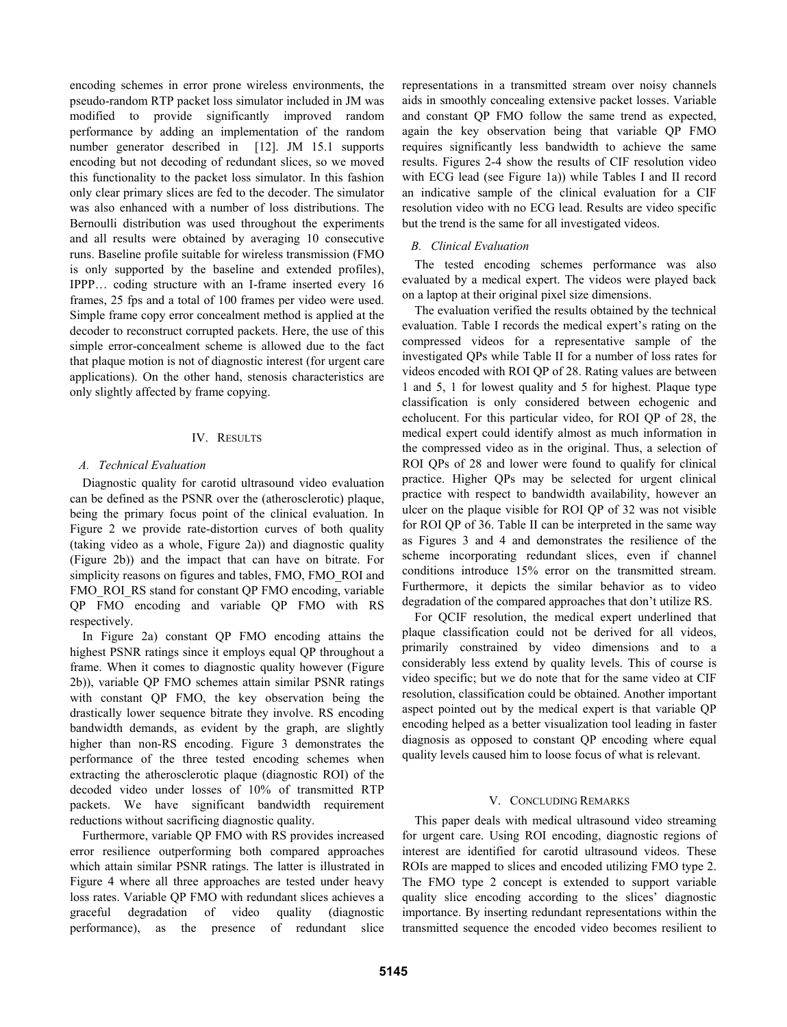encoding schemes in error prone wireless environments, the pseudo-random RTP packet loss simulator included in JM was modified to provide significantly improved random performance by adding an implementation of the random number generator described in [12]. JM 15.1 supports encoding but not decoding of redundant slices, so we moved this functionality to the packet loss simulator. In this fashion only clear primary slices are fed to the decoder. The simulator was also enhanced with a number of loss distributions. The Bernoulli distribution was used throughout the experiments and all results were obtained by averaging 10 consecutive runs. Baseline profile suitable for wireless transmission (FMO is only supported by the baseline and extended profiles), IPPP… coding structure with an I-frame inserted every 16 frames, 25 fps and a total of 100 frames per video were used. Simple frame copy error concealment method is applied at the decoder to reconstruct corrupted packets. Here, the use of this simple error-concealment scheme is allowed due to the fact that plaque motion is not of diagnostic interest (for urgent care applications). On the other hand, stenosis characteristics are only slightly affected by frame copying.

## IV. Results

### A. Technical Evaluation

Diagnostic quality for carotid ultrasound video evaluation can be defined as the PSNR over the (atherosclerotic) plaque, being the primary focus point of the clinical evaluation. In Figure 2 we provide rate-distortion curves of both quality (taking video as a whole, Figure 2a)) and diagnostic quality (Figure 2b)) and the impact that can have on bitrate. For simplicity reasons on figures and tables, FMO, FMO_ROI and FMO_ROI_RS stand for constant QP FMO encoding, variable QP FMO encoding and variable QP FMO with RS respectively.

In Figure 2a) constant QP FMO encoding attains the highest PSNR ratings since it employs equal QP throughout a frame. When it comes to diagnostic quality however (Figure 2b)), variable QP FMO schemes attain similar PSNR ratings with constant QP FMO, the key observation being the drastically lower sequence bitrate they involve. RS encoding bandwidth demands, as evident by the graph, are slightly higher than non-RS encoding. Figure 3 demonstrates the performance of the three tested encoding schemes when extracting the atherosclerotic plaque (diagnostic ROI) of the decoded video under losses of 10% of transmitted RTP packets. We have significant bandwidth requirement reductions without sacrificing diagnostic quality.

Furthermore, variable QP FMO with RS provides increased error resilience outperforming both compared approaches which attain similar PSNR ratings. The latter is illustrated in Figure 4 where all three approaches are tested under heavy loss rates. Variable QP FMO with redundant slices achieves a graceful degradation of video quality (diagnostic performance), as the presence of redundant slice representations in a transmitted stream over noisy channels aids in smoothly concealing extensive packet losses. Variable and constant QP FMO follow the same trend as expected, again the key observation being that variable QP FMO requires significantly less bandwidth to achieve the same results. Figures 2-4 show the results of CIF resolution video with ECG lead (see Figure 1a)) while Tables I and II record an indicative sample of the clinical evaluation for a CIF resolution video with no ECG lead. Results are video specific but the trend is the same for all investigated videos.

### B. Clinical Evaluation

The tested encoding schemes performance was also evaluated by a medical expert. The videos were played back on a laptop at their original pixel size dimensions.

The evaluation verified the results obtained by the technical evaluation. Table I records the medical expert's rating on the compressed videos for a representative sample of the investigated QPs while Table II for a number of loss rates for videos encoded with ROI QP of 28. Rating values are between 1 and 5, 1 for lowest quality and 5 for highest. Plaque type classification is only considered between echogenic and echolucent. For this particular video, for ROI QP of 28, the medical expert could identify almost as much information in the compressed video as in the original. Thus, a selection of ROI QPs of 28 and lower were found to qualify for clinical practice. Higher QPs may be selected for urgent clinical practice with respect to bandwidth availability, however an ulcer on the plaque visible for ROI QP of 32 was not visible for ROI QP of 36. Table II can be interpreted in the same way as Figures 3 and 4 and demonstrates the resilience of the scheme incorporating redundant slices, even if channel conditions introduce 15% error on the transmitted stream. Furthermore, it depicts the similar behavior as to video degradation of the compared approaches that don't utilize RS.

For QCIF resolution, the medical expert underlined that plaque classification could not be derived for all videos, primarily constrained by video dimensions and to a considerably less extend by quality levels. This of course is video specific; but we do note that for the same video at CIF resolution, classification could be obtained. Another important aspect pointed out by the medical expert is that variable QP encoding helped as a better visualization tool leading in faster diagnosis as opposed to constant QP encoding where equal quality levels caused him to loose focus of what is relevant.

## V. Concluding Remarks

This paper deals with medical ultrasound video streaming for urgent care. Using ROI encoding, diagnostic regions of interest are identified for carotid ultrasound videos. These ROIs are mapped to slices and encoded utilizing FMO type 2. The FMO type 2 concept is extended to support variable quality slice encoding according to the slices' diagnostic importance. By inserting redundant representations within the transmitted sequence the encoded video becomes resilient to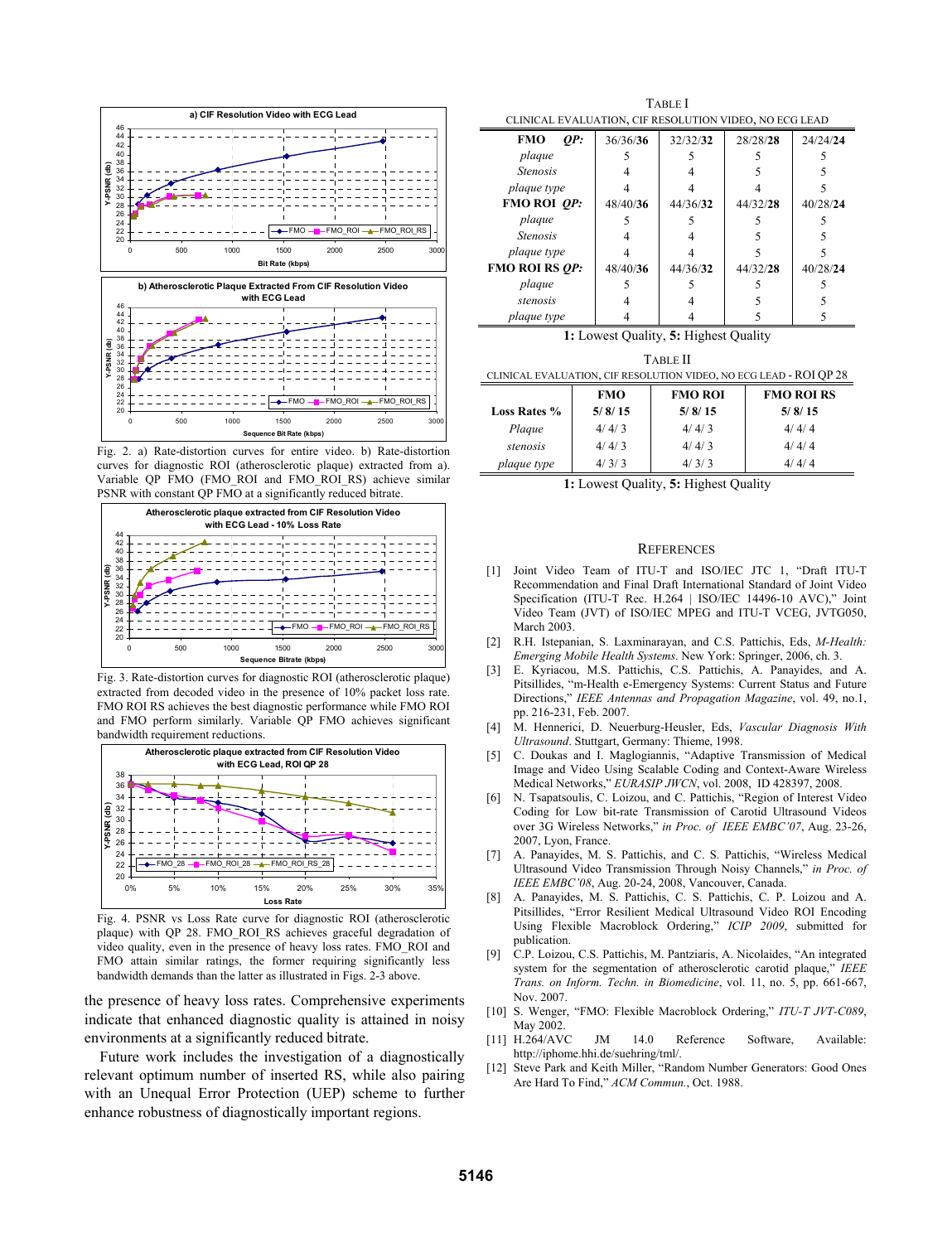a) CIF Resolution Video with ECG Lead

Y-PSNR (db)

46 44 42 40 38 36 34 32 30 28 26 24 22 20

0 500 1000 1500 2000 2500 3000

Bit Rate (kbps)

FMO FMO_ROI FMO_ROI_RS

b) Atherosclerotic Plaque Extracted From CIF Resolution Video with ECG Lead

Y-PSNR (db)

46 44 42 40 38 36 34 32 30 28 26 24 22 20

0 500 1000 1500 2000 2500 3000

Sequence Bit Rate (kbps)

FMO FMO_ROI FMO_ROI_RS

Fig. 2. a) Rate-distortion curves for entire video. b) Rate-distortion curves for diagnostic ROI (atherosclerotic plaque) extracted from a). Variable QP FMO (FMO_ROI and FMO_ROI_RS) achieve similar PSNR with constant QP FMO at a significantly reduced bitrate.

Atherosclerotic plaque extracted from CIF Resolution Video with ECG Lead - 10% Loss Rate

Y-PSNR (db)

44 42 40 38 36 34 32 30 28 26 24 22 20

0 500 1000 1500 2000 2500 3000

Sequence Bitrate (kbps)

FMO FMO_ROI FMO_ROI_RS

Fig. 3. Rate-distortion curves for diagnostic ROI (atherosclerotic plaque) extracted from decoded video in the presence of 10% packet loss rate. FMO ROI RS achieves the best diagnostic performance while FMO ROI and FMO perform similarly. Variable QP FMO achieves significant bandwidth requirement reductions.

Atherosclerotic plaque extracted from CIF Resolution Video with ECG Lead, ROI QP 28

Y-PSNR (db)

38 36 34 32 30 28 26 24 22 20

0% 5% 10% 15% 20% 25% 30% 35%

Loss Rate

FMO_28 FMO_ROI_28 FMO_ROI_RS_28

Fig. 4. PSNR vs Loss Rate curve for diagnostic ROI (atherosclerotic plaque) with QP 28. FMO_ROI_RS achieves graceful degradation of video quality, even in the presence of heavy loss rates. FMO_ROI and FMO attain similar ratings, the former requiring significantly less bandwidth demands than the latter as illustrated in Figs. 2-3 above.

the presence of heavy loss rates. Comprehensive experiments indicate that enhanced diagnostic quality is attained in noisy environments at a significantly reduced bitrate.

Future work includes the investigation of a diagnostically relevant optimum number of inserted RS, while also pairing with an Unequal Error Protection (UEP) scheme to further enhance robustness of diagnostically important regions.

TABLE I
CLINICAL EVALUATION, CIF RESOLUTION VIDEO, NO ECG LEAD

| | | | | |
|---|---|---|---|---|
| **FMO** *QP:* | 36/36/**36** | 32/32/**32** | 28/28/**28** | 24/24/**24** |
| *plaque* | 5 | 5 | 5 | 5 |
| *Stenosis* | 4 | 4 | 5 | 5 |
| *plaque type* | 4 | 4 | 4 | 5 |
| **FMO ROI** *QP:* | 48/40/**36** | 44/36/**32** | 44/32/**28** | 40/28/**24** |
| *plaque* | 5 | 5 | 5 | 5 |
| *Stenosis* | 4 | 4 | 5 | 5 |
| *plaque type* | 4 | 4 | 5 | 5 |
| **FMO ROI RS** *QP:* | 48/40/**36** | 44/36/**32** | 44/32/**28** | 40/28/**24** |
| *plaque* | 5 | 5 | 5 | 5 |
| *stenosis* | 4 | 4 | 5 | 5 |
| *plaque type* | 4 | 4 | 5 | 5 |

**1:** Lowest Quality, **5:** Highest Quality

TABLE II
CLINICAL EVALUATION, CIF RESOLUTION VIDEO, NO ECG LEAD - ROI QP 28

| | **FMO** | **FMO ROI** | **FMO ROI RS** |
|---|---|---|---|
| **Loss Rates %** | **5/ 8/ 15** | **5/ 8/ 15** | **5/ 8/ 15** |
| *Plaque* | 4/ 4/ 3 | 4/ 4/ 3 | 4/ 4/ 4 |
| *stenosis* | 4/ 4/ 3 | 4/ 4/ 3 | 4/ 4/ 4 |
| *plaque type* | 4/ 3/ 3 | 4/ 3/ 3 | 4/ 4/ 4 |

**1:** Lowest Quality, **5:** Highest Quality

## References

[1] Joint Video Team of ITU-T and ISO/IEC JTC 1, "Draft ITU-T Recommendation and Final Draft International Standard of Joint Video Specification (ITU-T Rec. H.264 | ISO/IEC 14496-10 AVC)," Joint Video Team (JVT) of ISO/IEC MPEG and ITU-T VCEG, JVTG050, March 2003.

[2] R.H. Istepanian, S. Laxminarayan, and C.S. Pattichis, Eds, *M-Health: Emerging Mobile Health Systems*. New York: Springer, 2006, ch. 3.

[3] E. Kyriacou, M.S. Pattichis, C.S. Pattichis, A. Panayides, and A. Pitsillides, "m-Health e-Emergency Systems: Current Status and Future Directions," *IEEE Antennas and Propagation Magazine*, vol. 49, no.1, pp. 216-231, Feb. 2007.

[4] M. Hennerici, D. Neuerburg-Heusler, Eds, *Vascular Diagnosis With Ultrasound*. Stuttgart, Germany: Thieme, 1998.

[5] C. Doukas and I. Maglogiannis, "Adaptive Transmission of Medical Image and Video Using Scalable Coding and Context-Aware Wireless Medical Networks," *EURASIP JWCN*, vol. 2008, ID 428397, 2008.

[6] N. Tsapatsoulis, C. Loizou, and C. Pattichis, "Region of Interest Video Coding for Low bit-rate Transmission of Carotid Ultrasound Videos over 3G Wireless Networks," *in Proc. of IEEE EMBC'07*, Aug. 23-26, 2007, Lyon, France.

[7] A. Panayides, M. S. Pattichis, and C. S. Pattichis, "Wireless Medical Ultrasound Video Transmission Through Noisy Channels," *in Proc. of IEEE EMBC'08*, Aug. 20-24, 2008, Vancouver, Canada.

[8] A. Panayides, M. S. Pattichis, C. S. Pattichis, C. P. Loizou and A. Pitsillides, "Error Resilient Medical Ultrasound Video ROI Encoding Using Flexible Macroblock Ordering," *ICIP 2009*, submitted for publication.

[9] C.P. Loizou, C.S. Pattichis, M. Pantziaris, A. Nicolaides, "An integrated system for the segmentation of atherosclerotic carotid plaque," *IEEE Trans. on Inform. Techn. in Biomedicine*, vol. 11, no. 5, pp. 661-667, Nov. 2007.

[10] S. Wenger, "FMO: Flexible Macroblock Ordering," *ITU-T JVT-C089*, May 2002.

[11] H.264/AVC JM 14.0 Reference Software, Available: http://iphome.hhi.de/suehring/tml/.

[12] Steve Park and Keith Miller, "Random Number Generators: Good Ones Are Hard To Find," *ACM Commun.*, Oct. 1988.